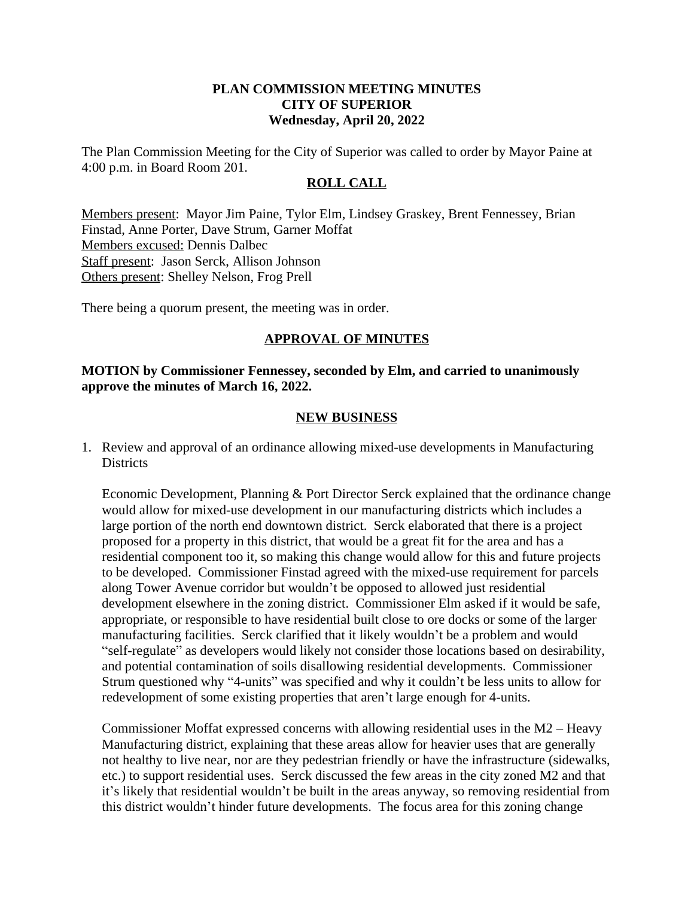**PLAN COMMISSION MEETING MINUTES**
**CITY OF SUPERIOR**
**Wednesday, April 20, 2022**

The Plan Commission Meeting for the City of Superior was called to order by Mayor Paine at 4:00 p.m. in Board Room 201.

## ROLL CALL

Members present: Mayor Jim Paine, Tylor Elm, Lindsey Graskey, Brent Fennessey, Brian Finstad, Anne Porter, Dave Strum, Garner Moffat
Members excused: Dennis Dalbec
Staff present: Jason Serck, Allison Johnson
Others present: Shelley Nelson, Frog Prell

There being a quorum present, the meeting was in order.

## APPROVAL OF MINUTES

**MOTION by Commissioner Fennessey, seconded by Elm, and carried to unanimously approve the minutes of March 16, 2022.**

## NEW BUSINESS

1. Review and approval of an ordinance allowing mixed-use developments in Manufacturing Districts

   Economic Development, Planning & Port Director Serck explained that the ordinance change would allow for mixed-use development in our manufacturing districts which includes a large portion of the north end downtown district. Serck elaborated that there is a project proposed for a property in this district, that would be a great fit for the area and has a residential component too it, so making this change would allow for this and future projects to be developed. Commissioner Finstad agreed with the mixed-use requirement for parcels along Tower Avenue corridor but wouldn't be opposed to allowed just residential development elsewhere in the zoning district. Commissioner Elm asked if it would be safe, appropriate, or responsible to have residential built close to ore docks or some of the larger manufacturing facilities. Serck clarified that it likely wouldn't be a problem and would "self-regulate" as developers would likely not consider those locations based on desirability, and potential contamination of soils disallowing residential developments. Commissioner Strum questioned why "4-units" was specified and why it couldn't be less units to allow for redevelopment of some existing properties that aren't large enough for 4-units.

   Commissioner Moffat expressed concerns with allowing residential uses in the M2 – Heavy Manufacturing district, explaining that these areas allow for heavier uses that are generally not healthy to live near, nor are they pedestrian friendly or have the infrastructure (sidewalks, etc.) to support residential uses. Serck discussed the few areas in the city zoned M2 and that it's likely that residential wouldn't be built in the areas anyway, so removing residential from this district wouldn't hinder future developments. The focus area for this zoning change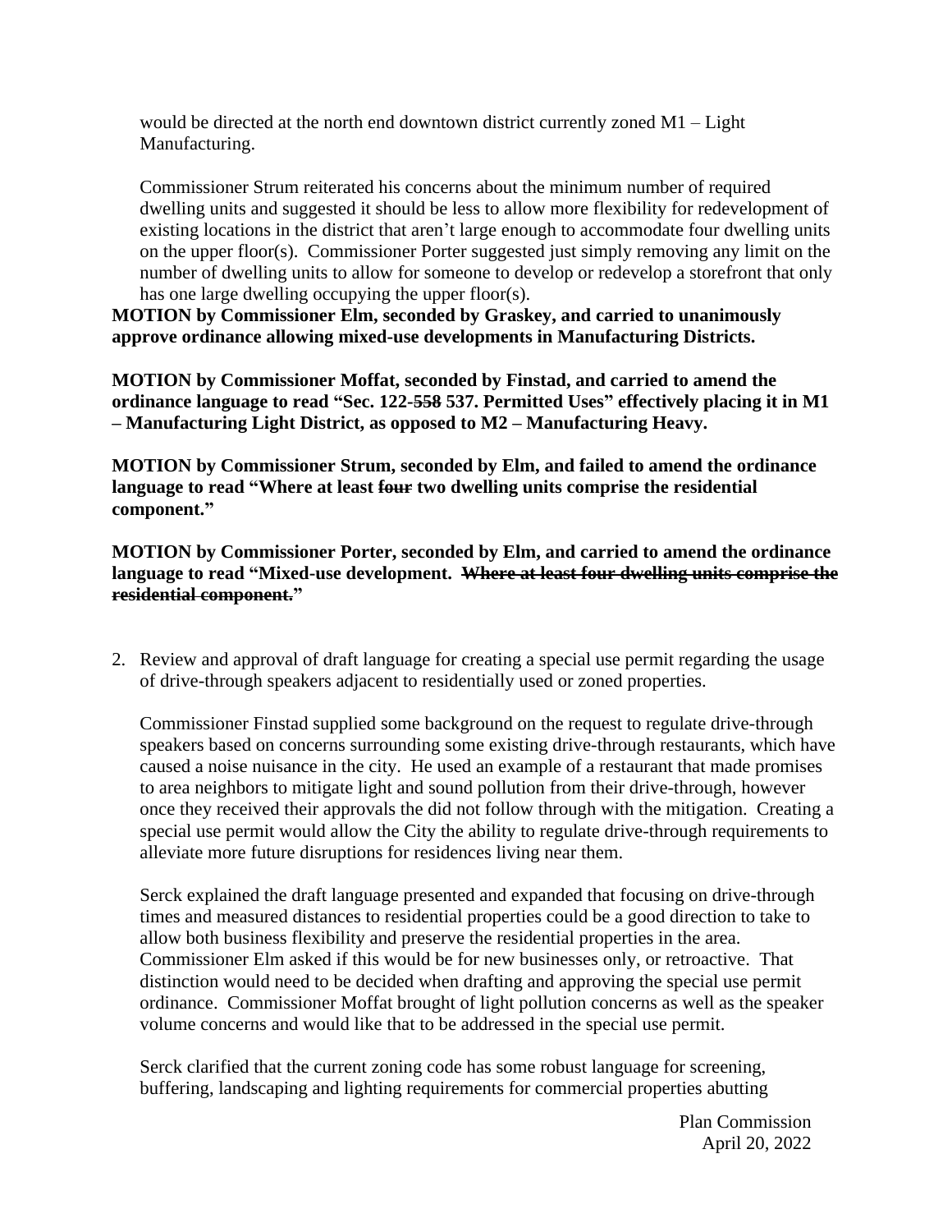would be directed at the north end downtown district currently zoned M1 – Light Manufacturing.

Commissioner Strum reiterated his concerns about the minimum number of required dwelling units and suggested it should be less to allow more flexibility for redevelopment of existing locations in the district that aren't large enough to accommodate four dwelling units on the upper floor(s). Commissioner Porter suggested just simply removing any limit on the number of dwelling units to allow for someone to develop or redevelop a storefront that only has one large dwelling occupying the upper floor(s).

**MOTION by Commissioner Elm, seconded by Graskey, and carried to unanimously approve ordinance allowing mixed-use developments in Manufacturing Districts.**

**MOTION by Commissioner Moffat, seconded by Finstad, and carried to amend the ordinance language to read "Sec. 122-~~558~~ 537. Permitted Uses" effectively placing it in M1 – Manufacturing Light District, as opposed to M2 – Manufacturing Heavy.**

**MOTION by Commissioner Strum, seconded by Elm, and failed to amend the ordinance language to read "Where at least ~~four~~ two dwelling units comprise the residential component."**

**MOTION by Commissioner Porter, seconded by Elm, and carried to amend the ordinance language to read "Mixed-use development. ~~Where at least four dwelling units comprise the residential component.~~"**

2. Review and approval of draft language for creating a special use permit regarding the usage of drive-through speakers adjacent to residentially used or zoned properties.

   Commissioner Finstad supplied some background on the request to regulate drive-through speakers based on concerns surrounding some existing drive-through restaurants, which have caused a noise nuisance in the city. He used an example of a restaurant that made promises to area neighbors to mitigate light and sound pollution from their drive-through, however once they received their approvals the did not follow through with the mitigation. Creating a special use permit would allow the City the ability to regulate drive-through requirements to alleviate more future disruptions for residences living near them.

   Serck explained the draft language presented and expanded that focusing on drive-through times and measured distances to residential properties could be a good direction to take to allow both business flexibility and preserve the residential properties in the area. Commissioner Elm asked if this would be for new businesses only, or retroactive. That distinction would need to be decided when drafting and approving the special use permit ordinance. Commissioner Moffat brought of light pollution concerns as well as the speaker volume concerns and would like that to be addressed in the special use permit.

   Serck clarified that the current zoning code has some robust language for screening, buffering, landscaping and lighting requirements for commercial properties abutting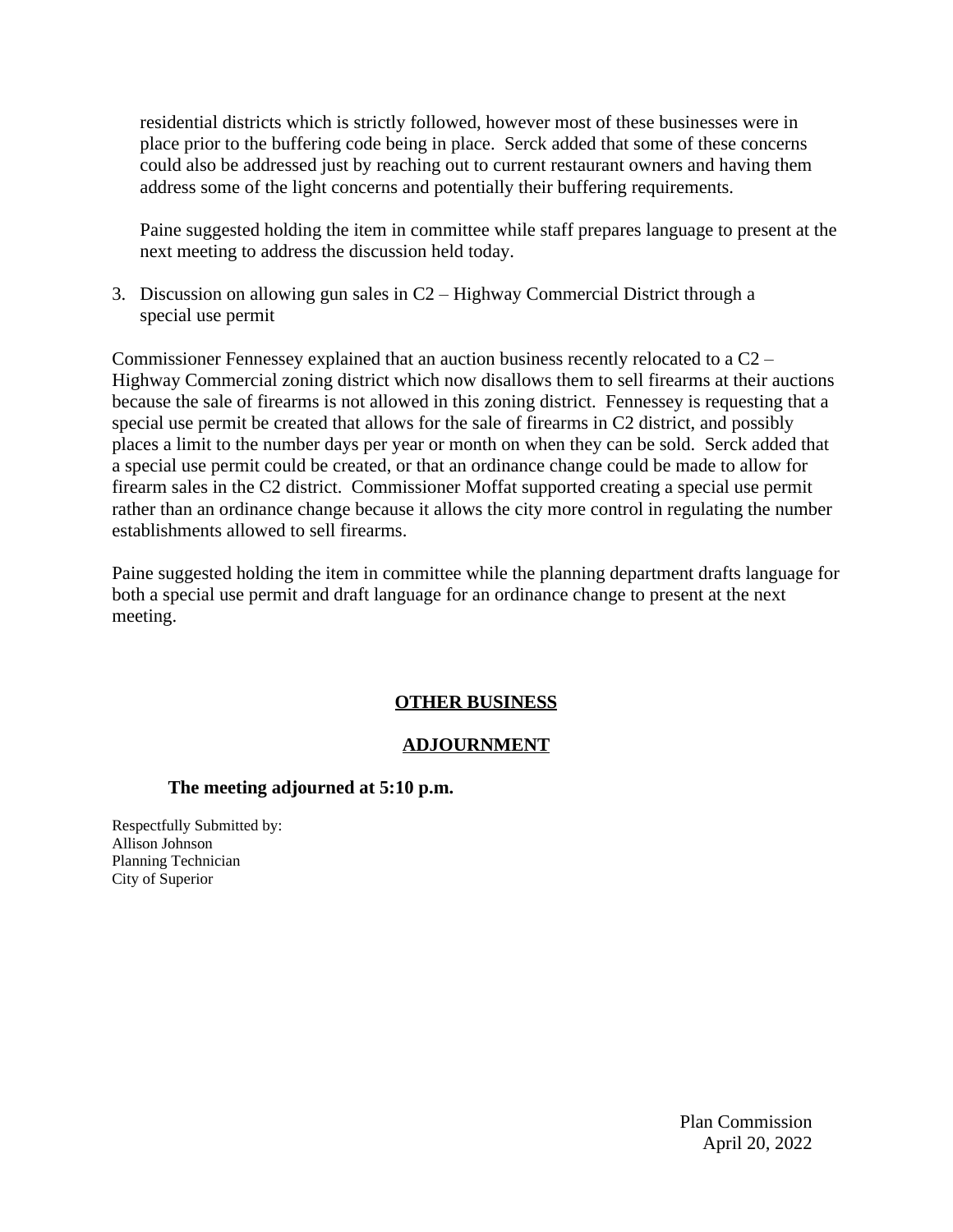residential districts which is strictly followed, however most of these businesses were in place prior to the buffering code being in place. Serck added that some of these concerns could also be addressed just by reaching out to current restaurant owners and having them address some of the light concerns and potentially their buffering requirements.

Paine suggested holding the item in committee while staff prepares language to present at the next meeting to address the discussion held today.

3. Discussion on allowing gun sales in C2 – Highway Commercial District through a special use permit

Commissioner Fennessey explained that an auction business recently relocated to a C2 – Highway Commercial zoning district which now disallows them to sell firearms at their auctions because the sale of firearms is not allowed in this zoning district. Fennessey is requesting that a special use permit be created that allows for the sale of firearms in C2 district, and possibly places a limit to the number days per year or month on when they can be sold. Serck added that a special use permit could be created, or that an ordinance change could be made to allow for firearm sales in the C2 district. Commissioner Moffat supported creating a special use permit rather than an ordinance change because it allows the city more control in regulating the number establishments allowed to sell firearms.

Paine suggested holding the item in committee while the planning department drafts language for both a special use permit and draft language for an ordinance change to present at the next meeting.

## OTHER BUSINESS

## ADJOURNMENT

**The meeting adjourned at 5:10 p.m.**

Respectfully Submitted by:
Allison Johnson
Planning Technician
City of Superior